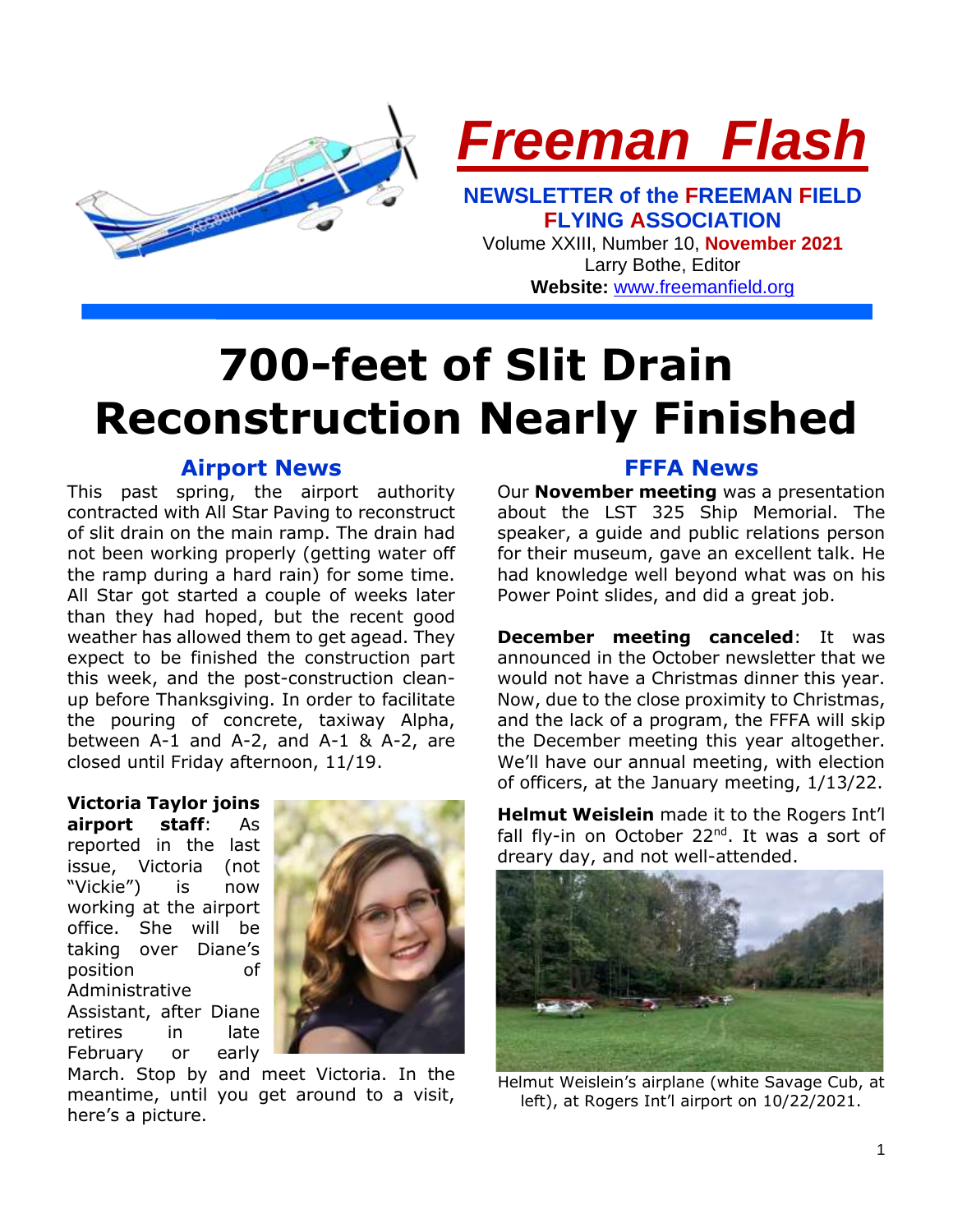# Freeman Flash

**NEWSLETTER of the FREEMAN FIELD FLYING ASSOCIATION**

Volume XXIII, Number 10, **November 2021**

Larry Bothe, Editor

**Website:** [www.freemanfield.org](http://www.freemanfield.org)

# 700-feet of Slit Drain Reconstruction Nearly Finished

## Airport News

This past spring, the airport authority contracted with All Star Paving to reconstruct of slit drain on the main ramp. The drain had not been working properly (getting water off the ramp during a hard rain) for some time. All Star got started a couple of weeks later than they had hoped, but the recent good weather has allowed them to get agead. They expect to be finished the construction part this week, and the post-construction clean-up before Thanksgiving. In order to facilitate the pouring of concrete, taxiway Alpha, between A-1 and A-2, and A-1 & A-2, are closed until Friday afternoon, 11/19.

**Victoria Taylor joins airport staff**: As reported in the last issue, Victoria (not "Vickie") is now working at the airport office. She will be taking over Diane's position of Administrative Assistant, after Diane retires in late February or early March. Stop by and meet Victoria. In the meantime, until you get around to a visit, here's a picture.

## FFFA News

Our **November meeting** was a presentation about the LST 325 Ship Memorial. The speaker, a guide and public relations person for their museum, gave an excellent talk. He had knowledge well beyond what was on his Power Point slides, and did a great job.

**December meeting canceled**: It was announced in the October newsletter that we would not have a Christmas dinner this year. Now, due to the close proximity to Christmas, and the lack of a program, the FFFA will skip the December meeting this year altogether. We'll have our annual meeting, with election of officers, at the January meeting, 1/13/22.

**Helmut Weislein** made it to the Rogers Int'l fall fly-in on October 22nd. It was a sort of dreary day, and not well-attended.

Helmut Weislein's airplane (white Savage Cub, at left), at Rogers Int'l airport on 10/22/2021.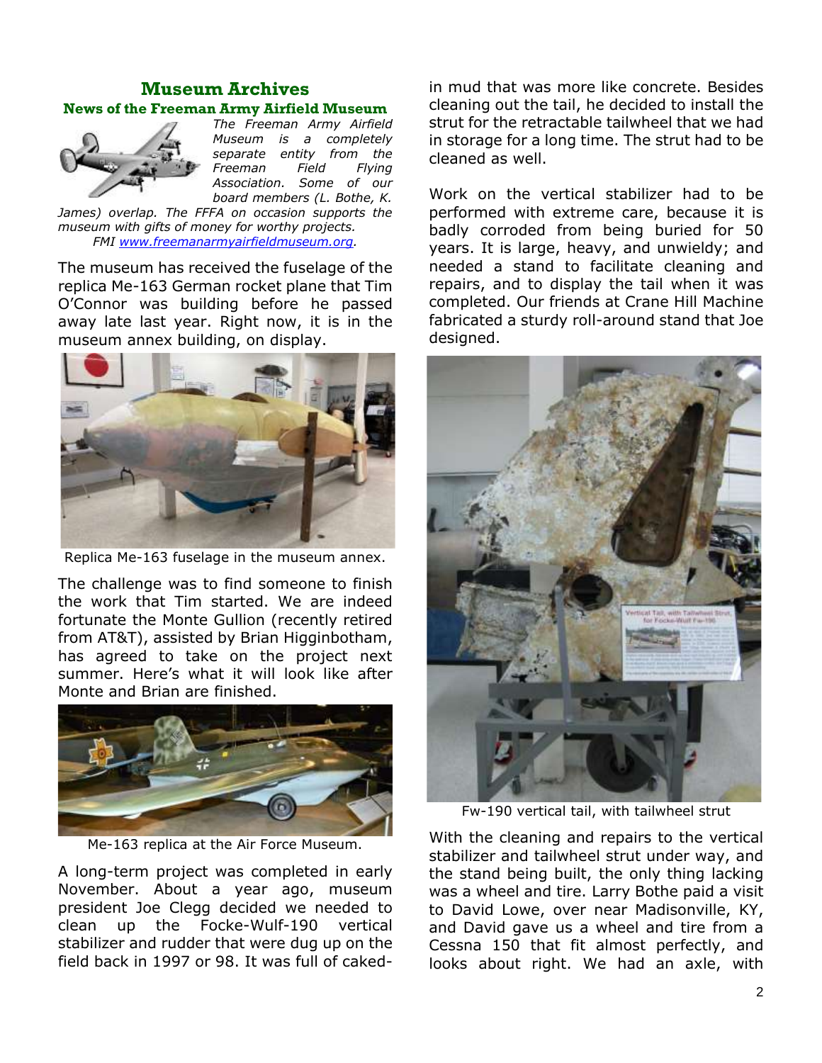## Museum Archives

### News of the Freeman Army Airfield Museum

*The Freeman Army Airfield Museum is a completely separate entity from the Freeman Field Flying Association. Some of our board members (L. Bothe, K. James) overlap. The FFFA on occasion supports the museum with gifts of money for worthy projects. FMI [www.freemanarmyairfieldmuseum.org](http://www.freemanarmyairfieldmuseum.org).*

The museum has received the fuselage of the replica Me-163 German rocket plane that Tim O'Connor was building before he passed away late last year. Right now, it is in the museum annex building, on display.

Replica Me-163 fuselage in the museum annex.

The challenge was to find someone to finish the work that Tim started. We are indeed fortunate the Monte Gullion (recently retired from AT&T), assisted by Brian Higginbotham, has agreed to take on the project next summer. Here's what it will look like after Monte and Brian are finished.

Me-163 replica at the Air Force Museum.

A long-term project was completed in early November. About a year ago, museum president Joe Clegg decided we needed to clean up the Focke-Wulf-190 vertical stabilizer and rudder that were dug up on the field back in 1997 or 98. It was full of caked-in mud that was more like concrete. Besides cleaning out the tail, he decided to install the strut for the retractable tailwheel that we had in storage for a long time. The strut had to be cleaned as well.

Work on the vertical stabilizer had to be performed with extreme care, because it is badly corroded from being buried for 50 years. It is large, heavy, and unwieldy; and needed a stand to facilitate cleaning and repairs, and to display the tail when it was completed. Our friends at Crane Hill Machine fabricated a sturdy roll-around stand that Joe designed.

Fw-190 vertical tail, with tailwheel strut

With the cleaning and repairs to the vertical stabilizer and tailwheel strut under way, and the stand being built, the only thing lacking was a wheel and tire. Larry Bothe paid a visit to David Lowe, over near Madisonville, KY, and David gave us a wheel and tire from a Cessna 150 that fit almost perfectly, and looks about right. We had an axle, with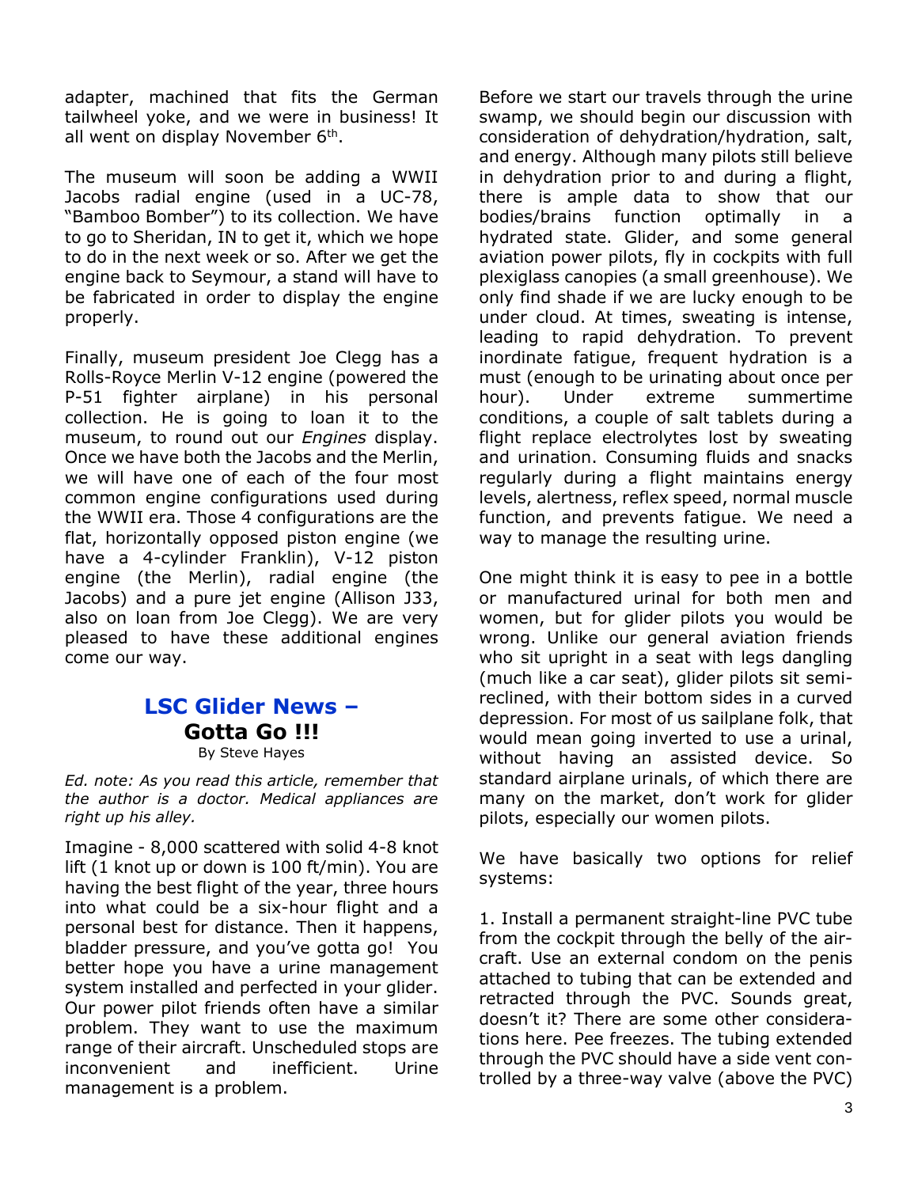adapter, machined that fits the German tailwheel yoke, and we were in business! It all went on display November 6th.

The museum will soon be adding a WWII Jacobs radial engine (used in a UC-78, "Bamboo Bomber") to its collection. We have to go to Sheridan, IN to get it, which we hope to do in the next week or so. After we get the engine back to Seymour, a stand will have to be fabricated in order to display the engine properly.

Finally, museum president Joe Clegg has a Rolls-Royce Merlin V-12 engine (powered the P-51 fighter airplane) in his personal collection. He is going to loan it to the museum, to round out our *Engines* display. Once we have both the Jacobs and the Merlin, we will have one of each of the four most common engine configurations used during the WWII era. Those 4 configurations are the flat, horizontally opposed piston engine (we have a 4-cylinder Franklin), V-12 piston engine (the Merlin), radial engine (the Jacobs) and a pure jet engine (Allison J33, also on loan from Joe Clegg). We are very pleased to have these additional engines come our way.

## LSC Glider News – Gotta Go !!!

By Steve Hayes

*Ed. note: As you read this article, remember that the author is a doctor. Medical appliances are right up his alley.*

Imagine - 8,000 scattered with solid 4-8 knot lift (1 knot up or down is 100 ft/min). You are having the best flight of the year, three hours into what could be a six-hour flight and a personal best for distance. Then it happens, bladder pressure, and you've gotta go! You better hope you have a urine management system installed and perfected in your glider. Our power pilot friends often have a similar problem. They want to use the maximum range of their aircraft. Unscheduled stops are inconvenient and inefficient. Urine management is a problem.

Before we start our travels through the urine swamp, we should begin our discussion with consideration of dehydration/hydration, salt, and energy. Although many pilots still believe in dehydration prior to and during a flight, there is ample data to show that our bodies/brains function optimally in a hydrated state. Glider, and some general aviation power pilots, fly in cockpits with full plexiglass canopies (a small greenhouse). We only find shade if we are lucky enough to be under cloud. At times, sweating is intense, leading to rapid dehydration. To prevent inordinate fatigue, frequent hydration is a must (enough to be urinating about once per hour). Under extreme summertime conditions, a couple of salt tablets during a flight replace electrolytes lost by sweating and urination. Consuming fluids and snacks regularly during a flight maintains energy levels, alertness, reflex speed, normal muscle function, and prevents fatigue. We need a way to manage the resulting urine.

One might think it is easy to pee in a bottle or manufactured urinal for both men and women, but for glider pilots you would be wrong. Unlike our general aviation friends who sit upright in a seat with legs dangling (much like a car seat), glider pilots sit semi-reclined, with their bottom sides in a curved depression. For most of us sailplane folk, that would mean going inverted to use a urinal, without having an assisted device. So standard airplane urinals, of which there are many on the market, don't work for glider pilots, especially our women pilots.

We have basically two options for relief systems:

1. Install a permanent straight-line PVC tube from the cockpit through the belly of the aircraft. Use an external condom on the penis attached to tubing that can be extended and retracted through the PVC. Sounds great, doesn't it? There are some other considerations here. Pee freezes. The tubing extended through the PVC should have a side vent controlled by a three-way valve (above the PVC)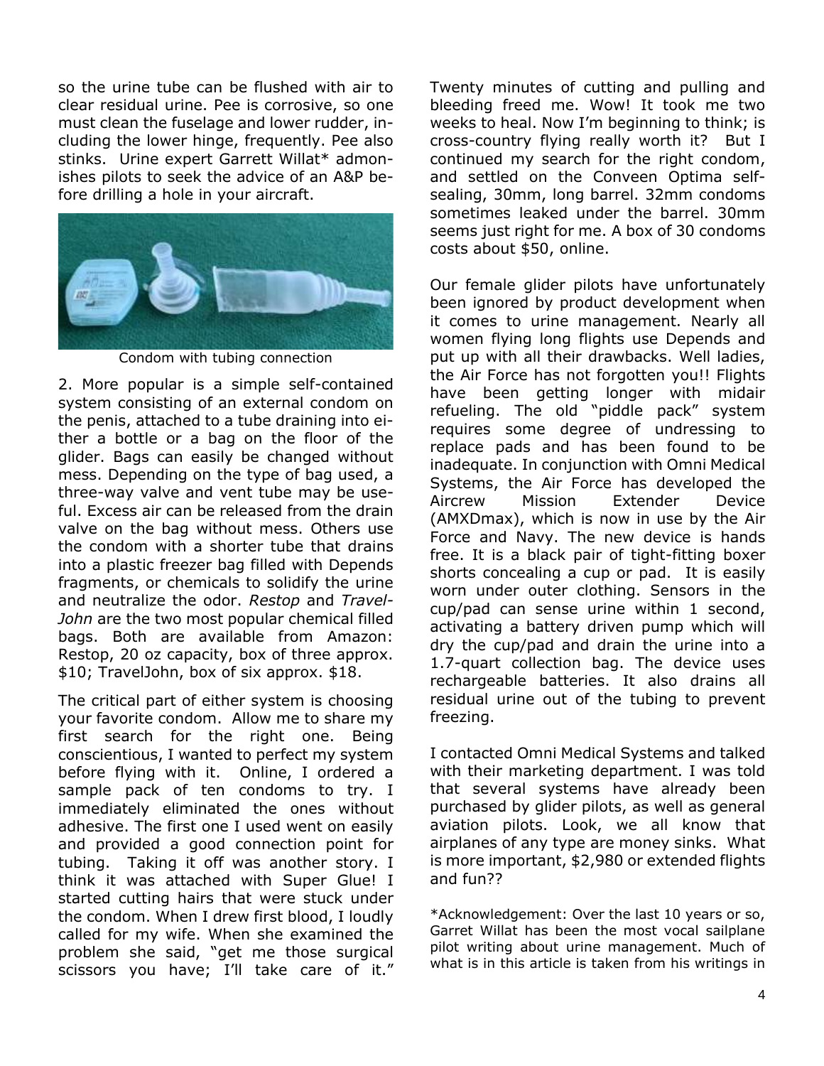so the urine tube can be flushed with air to clear residual urine. Pee is corrosive, so one must clean the fuselage and lower rudder, including the lower hinge, frequently. Pee also stinks. Urine expert Garrett Willat* admonishes pilots to seek the advice of an A&P before drilling a hole in your aircraft.

Condom with tubing connection

2. More popular is a simple self-contained system consisting of an external condom on the penis, attached to a tube draining into either a bottle or a bag on the floor of the glider. Bags can easily be changed without mess. Depending on the type of bag used, a three-way valve and vent tube may be useful. Excess air can be released from the drain valve on the bag without mess. Others use the condom with a shorter tube that drains into a plastic freezer bag filled with Depends fragments, or chemicals to solidify the urine and neutralize the odor. *Restop* and *TravelJohn* are the two most popular chemical filled bags. Both are available from Amazon: Restop, 20 oz capacity, box of three approx. $10; TravelJohn, box of six approx. $18.

The critical part of either system is choosing your favorite condom. Allow me to share my first search for the right one. Being conscientious, I wanted to perfect my system before flying with it. Online, I ordered a sample pack of ten condoms to try. I immediately eliminated the ones without adhesive. The first one I used went on easily and provided a good connection point for tubing. Taking it off was another story. I think it was attached with Super Glue! I started cutting hairs that were stuck under the condom. When I drew first blood, I loudly called for my wife. When she examined the problem she said, "get me those surgical scissors you have; I'll take care of it." Twenty minutes of cutting and pulling and bleeding freed me. Wow! It took me two weeks to heal. Now I'm beginning to think; is cross-country flying really worth it? But I continued my search for the right condom, and settled on the Conveen Optima self-sealing, 30mm, long barrel. 32mm condoms sometimes leaked under the barrel. 30mm seems just right for me. A box of 30 condoms costs about $50, online.

Our female glider pilots have unfortunately been ignored by product development when it comes to urine management. Nearly all women flying long flights use Depends and put up with all their drawbacks. Well ladies, the Air Force has not forgotten you!! Flights have been getting longer with midair refueling. The old "piddle pack" system requires some degree of undressing to replace pads and has been found to be inadequate. In conjunction with Omni Medical Systems, the Air Force has developed the Aircrew Mission Extender Device (AMXDmax), which is now in use by the Air Force and Navy. The new device is hands free. It is a black pair of tight-fitting boxer shorts concealing a cup or pad. It is easily worn under outer clothing. Sensors in the cup/pad can sense urine within 1 second, activating a battery driven pump which will dry the cup/pad and drain the urine into a 1.7-quart collection bag. The device uses rechargeable batteries. It also drains all residual urine out of the tubing to prevent freezing.

I contacted Omni Medical Systems and talked with their marketing department. I was told that several systems have already been purchased by glider pilots, as well as general aviation pilots. Look, we all know that airplanes of any type are money sinks. What is more important, $2,980 or extended flights and fun??

*Acknowledgement: Over the last 10 years or so, Garret Willat has been the most vocal sailplane pilot writing about urine management. Much of what is in this article is taken from his writings in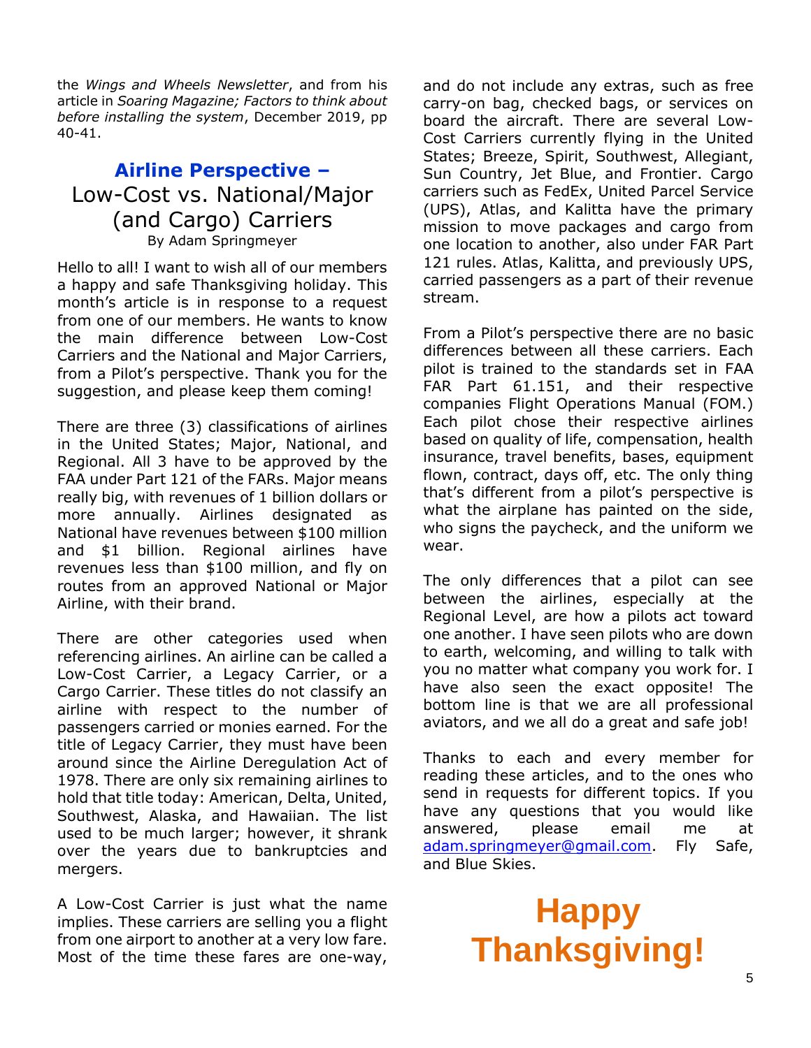the *Wings and Wheels Newsletter*, and from his article in *Soaring Magazine; Factors to think about before installing the system*, December 2019, pp 40-41.

## **Airline Perspective –** Low-Cost vs. National/Major (and Cargo) Carriers

By Adam Springmeyer

Hello to all! I want to wish all of our members a happy and safe Thanksgiving holiday. This month's article is in response to a request from one of our members. He wants to know the main difference between Low-Cost Carriers and the National and Major Carriers, from a Pilot's perspective. Thank you for the suggestion, and please keep them coming!

There are three (3) classifications of airlines in the United States; Major, National, and Regional. All 3 have to be approved by the FAA under Part 121 of the FARs. Major means really big, with revenues of 1 billion dollars or more annually. Airlines designated as National have revenues between $100 million and $1 billion. Regional airlines have revenues less than $100 million, and fly on routes from an approved National or Major Airline, with their brand.

There are other categories used when referencing airlines. An airline can be called a Low-Cost Carrier, a Legacy Carrier, or a Cargo Carrier. These titles do not classify an airline with respect to the number of passengers carried or monies earned. For the title of Legacy Carrier, they must have been around since the Airline Deregulation Act of 1978. There are only six remaining airlines to hold that title today: American, Delta, United, Southwest, Alaska, and Hawaiian. The list used to be much larger; however, it shrank over the years due to bankruptcies and mergers.

A Low-Cost Carrier is just what the name implies. These carriers are selling you a flight from one airport to another at a very low fare. Most of the time these fares are one-way, and do not include any extras, such as free carry-on bag, checked bags, or services on board the aircraft. There are several Low-Cost Carriers currently flying in the United States; Breeze, Spirit, Southwest, Allegiant, Sun Country, Jet Blue, and Frontier. Cargo carriers such as FedEx, United Parcel Service (UPS), Atlas, and Kalitta have the primary mission to move packages and cargo from one location to another, also under FAR Part 121 rules. Atlas, Kalitta, and previously UPS, carried passengers as a part of their revenue stream.

From a Pilot's perspective there are no basic differences between all these carriers. Each pilot is trained to the standards set in FAA FAR Part 61.151, and their respective companies Flight Operations Manual (FOM.) Each pilot chose their respective airlines based on quality of life, compensation, health insurance, travel benefits, bases, equipment flown, contract, days off, etc. The only thing that's different from a pilot's perspective is what the airplane has painted on the side, who signs the paycheck, and the uniform we wear.

The only differences that a pilot can see between the airlines, especially at the Regional Level, are how a pilots act toward one another. I have seen pilots who are down to earth, welcoming, and willing to talk with you no matter what company you work for. I have also seen the exact opposite! The bottom line is that we are all professional aviators, and we all do a great and safe job!

Thanks to each and every member for reading these articles, and to the ones who send in requests for different topics. If you have any questions that you would like answered, please email me at adam.springmeyer@gmail.com. Fly Safe, and Blue Skies.

**Happy Thanksgiving!**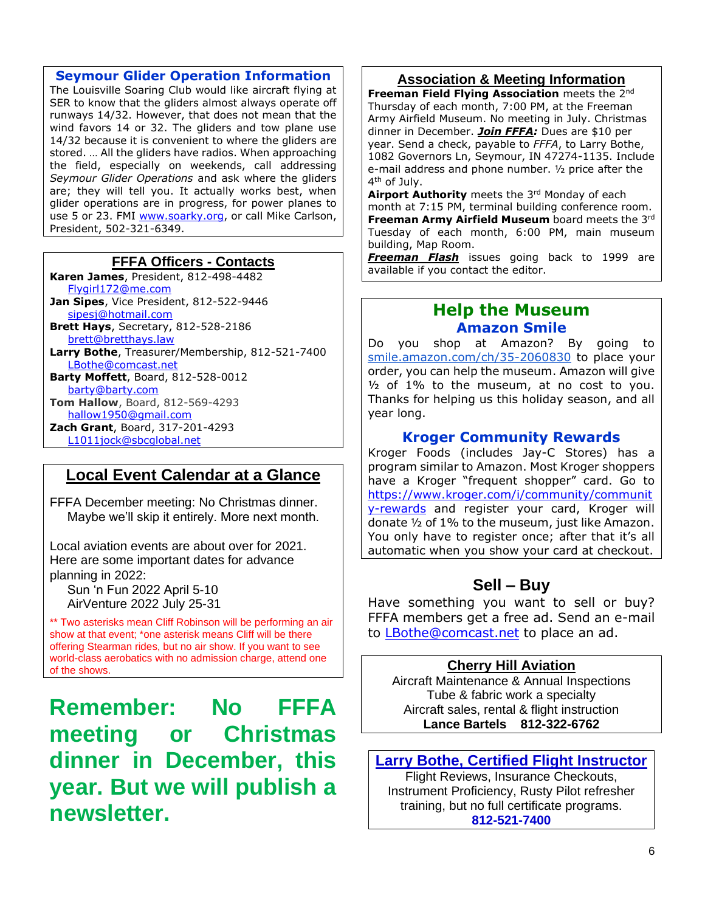## Seymour Glider Operation Information

The Louisville Soaring Club would like aircraft flying at SER to know that the gliders almost always operate off runways 14/32. However, that does not mean that the wind favors 14 or 32. The gliders and tow plane use 14/32 because it is convenient to where the gliders are stored. … All the gliders have radios. When approaching the field, especially on weekends, call addressing *Seymour Glider Operations* and ask where the gliders are; they will tell you. It actually works best, when glider operations are in progress, for power planes to use 5 or 23. FMI www.soarky.org, or call Mike Carlson, President, 502-321-6349.

## FFFA Officers - Contacts

**Karen James**, President, 812-498-4482
Flygirl172@me.com
**Jan Sipes**, Vice President, 812-522-9446
sipesj@hotmail.com
**Brett Hays**, Secretary, 812-528-2186
brett@bretthays.law
**Larry Bothe**, Treasurer/Membership, 812-521-7400
LBothe@comcast.net
**Barty Moffett**, Board, 812-528-0012
barty@barty.com
**Tom Hallow**, Board, 812-569-4293
hallow1950@gmail.com
**Zach Grant**, Board, 317-201-4293
L1011jock@sbcglobal.net

## Local Event Calendar at a Glance

FFFA December meeting: No Christmas dinner. Maybe we'll skip it entirely. More next month.

Local aviation events are about over for 2021. Here are some important dates for advance planning in 2022:

Sun 'n Fun 2022 April 5-10
AirVenture 2022 July 25-31

** Two asterisks mean Cliff Robinson will be performing an air show at that event; *one asterisk means Cliff will be there offering Stearman rides, but no air show. If you want to see world-class aerobatics with no admission charge, attend one of the shows.

**Remember: No FFFA meeting or Christmas dinner in December, this year. But we will publish a newsletter.**

## Association & Meeting Information

**Freeman Field Flying Association** meets the 2nd Thursday of each month, 7:00 PM, at the Freeman Army Airfield Museum. No meeting in July. Christmas dinner in December. ***Join FFFA:*** Dues are $10 per year. Send a check, payable to *FFFA*, to Larry Bothe, 1082 Governors Ln, Seymour, IN 47274-1135. Include e-mail address and phone number. ½ price after the 4th of July.

**Airport Authority** meets the 3rd Monday of each month at 7:15 PM, terminal building conference room.

**Freeman Army Airfield Museum** board meets the 3rd Tuesday of each month, 6:00 PM, main museum building, Map Room.

***Freeman Flash*** issues going back to 1999 are available if you contact the editor.

## Help the Museum

### Amazon Smile

Do you shop at Amazon? By going to smile.amazon.com/ch/35-2060830 to place your order, you can help the museum. Amazon will give ½ of 1% to the museum, at no cost to you. Thanks for helping us this holiday season, and all year long.

### Kroger Community Rewards

Kroger Foods (includes Jay-C Stores) has a program similar to Amazon. Most Kroger shoppers have a Kroger "frequent shopper" card. Go to https://www.kroger.com/i/community/community-rewards and register your card, Kroger will donate ½ of 1% to the museum, just like Amazon. You only have to register once; after that it's all automatic when you show your card at checkout.

## Sell – Buy

Have something you want to sell or buy? FFFA members get a free ad. Send an e-mail to LBothe@comcast.net to place an ad.

### Cherry Hill Aviation

Aircraft Maintenance & Annual Inspections
Tube & fabric work a specialty
Aircraft sales, rental & flight instruction
**Lance Bartels 812-322-6762**

### Larry Bothe, Certified Flight Instructor

Flight Reviews, Insurance Checkouts, Instrument Proficiency, Rusty Pilot refresher training, but no full certificate programs.
**812-521-7400**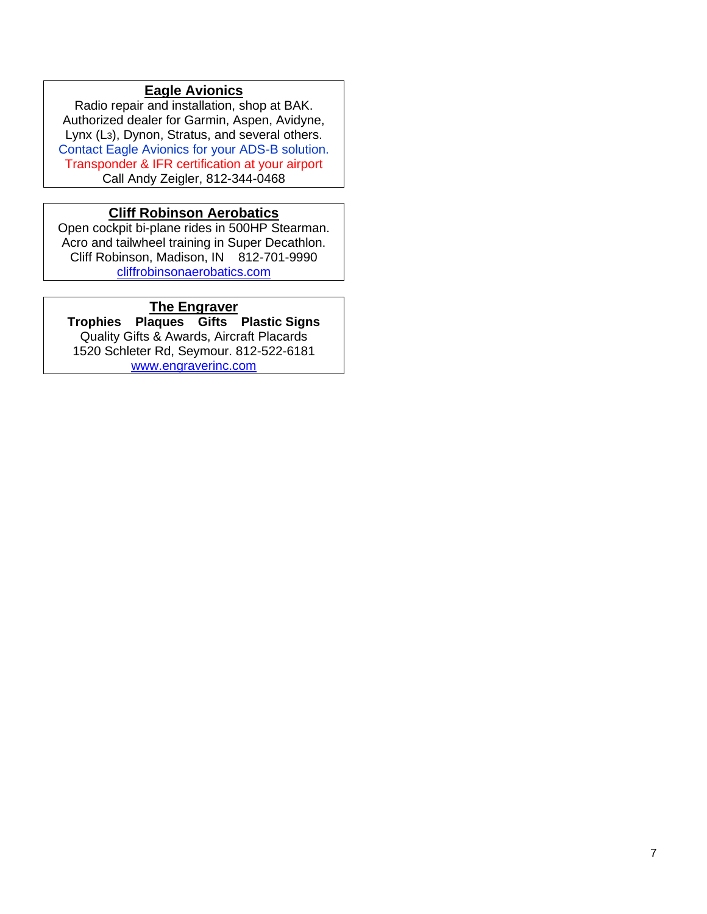**Eagle Avionics**

Radio repair and installation, shop at BAK.
Authorized dealer for Garmin, Aspen, Avidyne, Lynx (L3), Dynon, Stratus, and several others.
Contact Eagle Avionics for your ADS-B solution.
Transponder & IFR certification at your airport
Call Andy Zeigler, 812-344-0468

**Cliff Robinson Aerobatics**

Open cockpit bi-plane rides in 500HP Stearman.
Acro and tailwheel training in Super Decathlon.
Cliff Robinson, Madison, IN 812-701-9990
cliffrobinsonaerobatics.com

**The Engraver**

**Trophies Plaques Gifts Plastic Signs**
Quality Gifts & Awards, Aircraft Placards
1520 Schleter Rd, Seymour. 812-522-6181
www.engraverinc.com